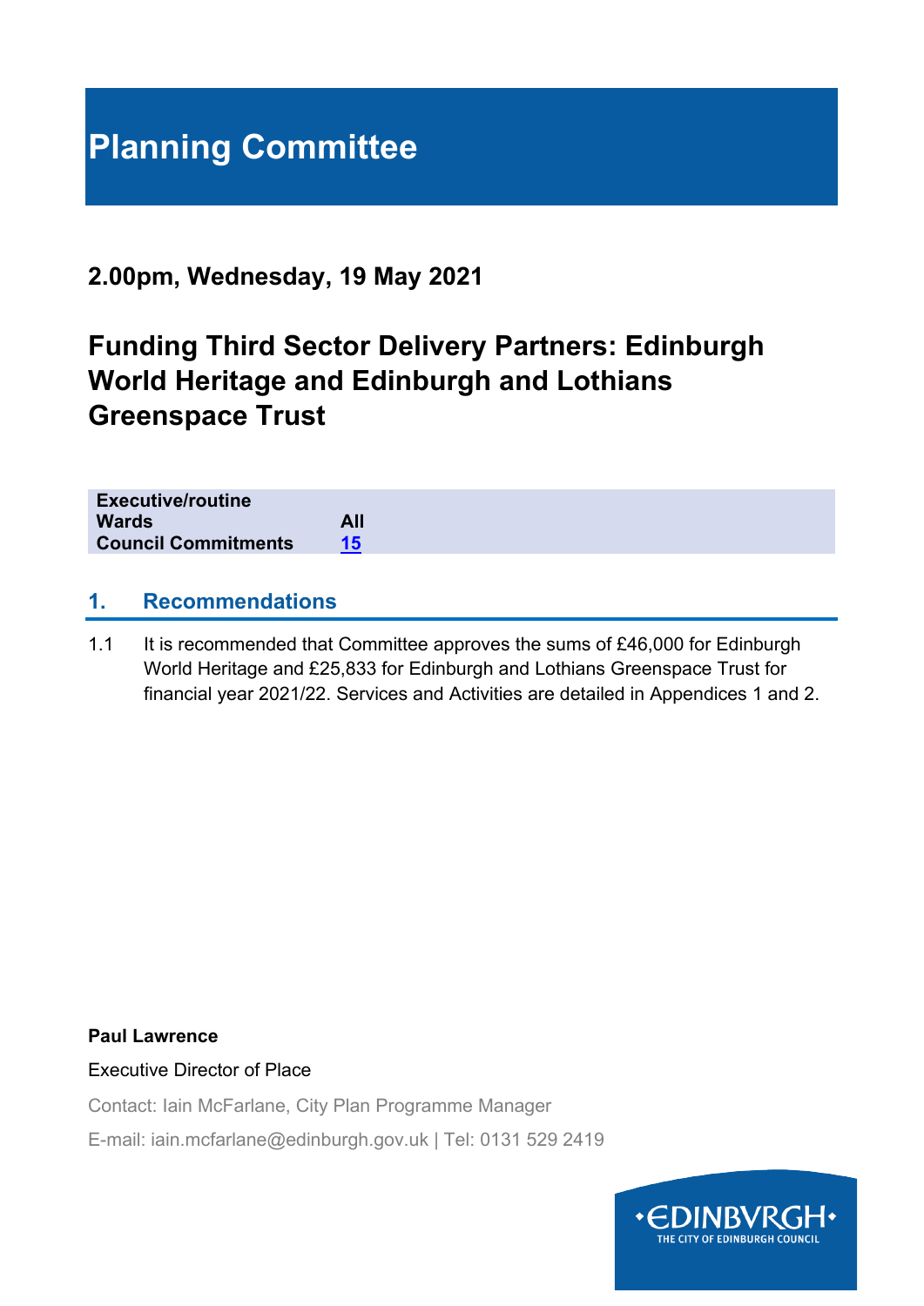# Planning Committee

## 2.00pm, Wednesday, 19 May 2021

## Funding Third Sector Delivery Partners: Edinburgh World Heritage and Edinburgh and Lothians Greenspace Trust

| | |
|---|---|
| **Executive/routine** | |
| **Wards** | **All** |
| **Council Commitments** | **15** |

### 1. Recommendations

1.1 It is recommended that Committee approves the sums of £46,000 for Edinburgh World Heritage and £25,833 for Edinburgh and Lothians Greenspace Trust for financial year 2021/22. Services and Activities are detailed in Appendices 1 and 2.

**Paul Lawrence**

Executive Director of Place

Contact: Iain McFarlane, City Plan Programme Manager

E-mail: iain.mcfarlane@edinburgh.gov.uk | Tel: 0131 529 2419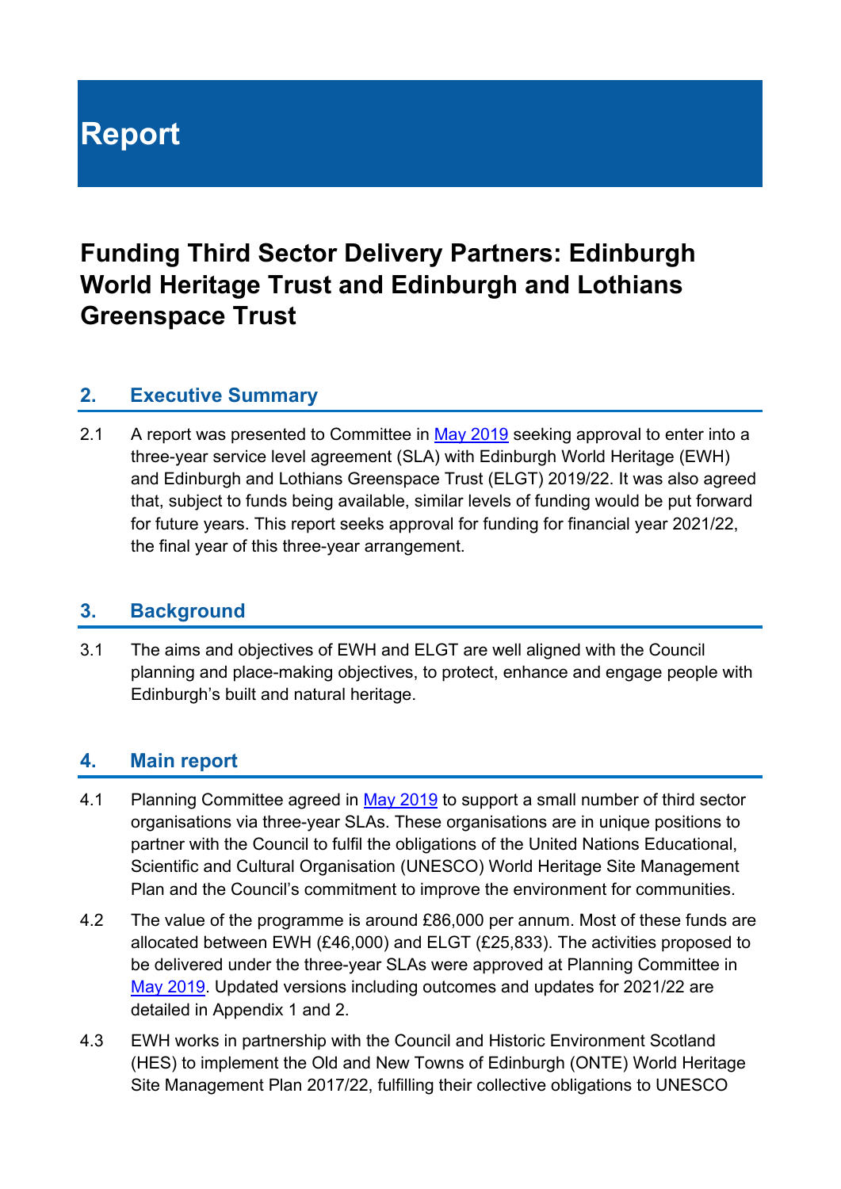# Report

## Funding Third Sector Delivery Partners: Edinburgh World Heritage Trust and Edinburgh and Lothians Greenspace Trust

### 2. Executive Summary

2.1 A report was presented to Committee in May 2019 seeking approval to enter into a three-year service level agreement (SLA) with Edinburgh World Heritage (EWH) and Edinburgh and Lothians Greenspace Trust (ELGT) 2019/22. It was also agreed that, subject to funds being available, similar levels of funding would be put forward for future years. This report seeks approval for funding for financial year 2021/22, the final year of this three-year arrangement.

### 3. Background

3.1 The aims and objectives of EWH and ELGT are well aligned with the Council planning and place-making objectives, to protect, enhance and engage people with Edinburgh's built and natural heritage.

### 4. Main report

4.1 Planning Committee agreed in May 2019 to support a small number of third sector organisations via three-year SLAs. These organisations are in unique positions to partner with the Council to fulfil the obligations of the United Nations Educational, Scientific and Cultural Organisation (UNESCO) World Heritage Site Management Plan and the Council's commitment to improve the environment for communities.

4.2 The value of the programme is around £86,000 per annum. Most of these funds are allocated between EWH (£46,000) and ELGT (£25,833). The activities proposed to be delivered under the three-year SLAs were approved at Planning Committee in May 2019. Updated versions including outcomes and updates for 2021/22 are detailed in Appendix 1 and 2.

4.3 EWH works in partnership with the Council and Historic Environment Scotland (HES) to implement the Old and New Towns of Edinburgh (ONTE) World Heritage Site Management Plan 2017/22, fulfilling their collective obligations to UNESCO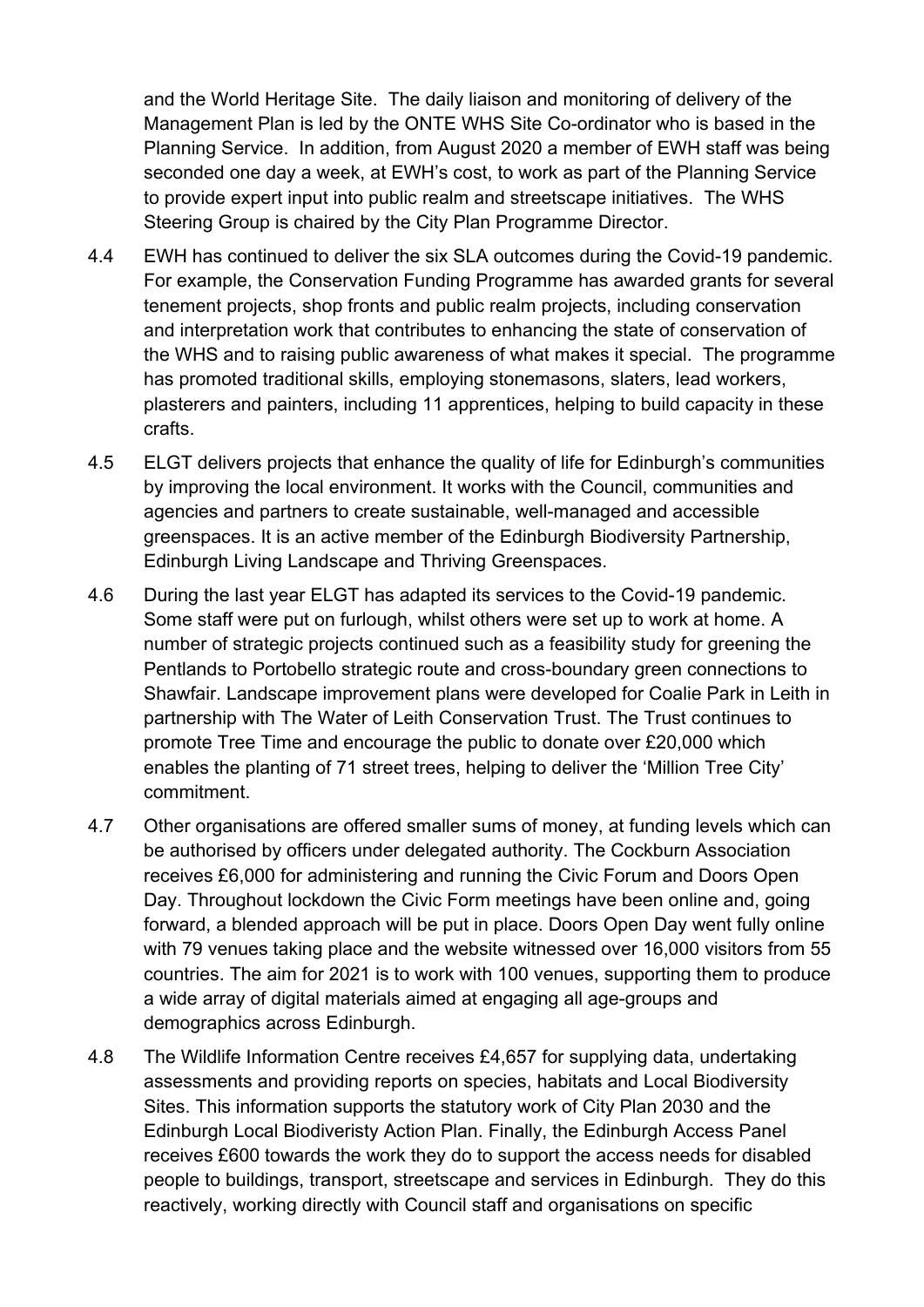and the World Heritage Site. The daily liaison and monitoring of delivery of the Management Plan is led by the ONTE WHS Site Co-ordinator who is based in the Planning Service. In addition, from August 2020 a member of EWH staff was being seconded one day a week, at EWH's cost, to work as part of the Planning Service to provide expert input into public realm and streetscape initiatives. The WHS Steering Group is chaired by the City Plan Programme Director.

4.4 EWH has continued to deliver the six SLA outcomes during the Covid-19 pandemic. For example, the Conservation Funding Programme has awarded grants for several tenement projects, shop fronts and public realm projects, including conservation and interpretation work that contributes to enhancing the state of conservation of the WHS and to raising public awareness of what makes it special. The programme has promoted traditional skills, employing stonemasons, slaters, lead workers, plasterers and painters, including 11 apprentices, helping to build capacity in these crafts.

4.5 ELGT delivers projects that enhance the quality of life for Edinburgh's communities by improving the local environment. It works with the Council, communities and agencies and partners to create sustainable, well-managed and accessible greenspaces. It is an active member of the Edinburgh Biodiversity Partnership, Edinburgh Living Landscape and Thriving Greenspaces.

4.6 During the last year ELGT has adapted its services to the Covid-19 pandemic. Some staff were put on furlough, whilst others were set up to work at home. A number of strategic projects continued such as a feasibility study for greening the Pentlands to Portobello strategic route and cross-boundary green connections to Shawfair. Landscape improvement plans were developed for Coalie Park in Leith in partnership with The Water of Leith Conservation Trust. The Trust continues to promote Tree Time and encourage the public to donate over £20,000 which enables the planting of 71 street trees, helping to deliver the 'Million Tree City' commitment.

4.7 Other organisations are offered smaller sums of money, at funding levels which can be authorised by officers under delegated authority. The Cockburn Association receives £6,000 for administering and running the Civic Forum and Doors Open Day. Throughout lockdown the Civic Form meetings have been online and, going forward, a blended approach will be put in place. Doors Open Day went fully online with 79 venues taking place and the website witnessed over 16,000 visitors from 55 countries. The aim for 2021 is to work with 100 venues, supporting them to produce a wide array of digital materials aimed at engaging all age-groups and demographics across Edinburgh.

4.8 The Wildlife Information Centre receives £4,657 for supplying data, undertaking assessments and providing reports on species, habitats and Local Biodiversity Sites. This information supports the statutory work of City Plan 2030 and the Edinburgh Local Biodiveristy Action Plan. Finally, the Edinburgh Access Panel receives £600 towards the work they do to support the access needs for disabled people to buildings, transport, streetscape and services in Edinburgh. They do this reactively, working directly with Council staff and organisations on specific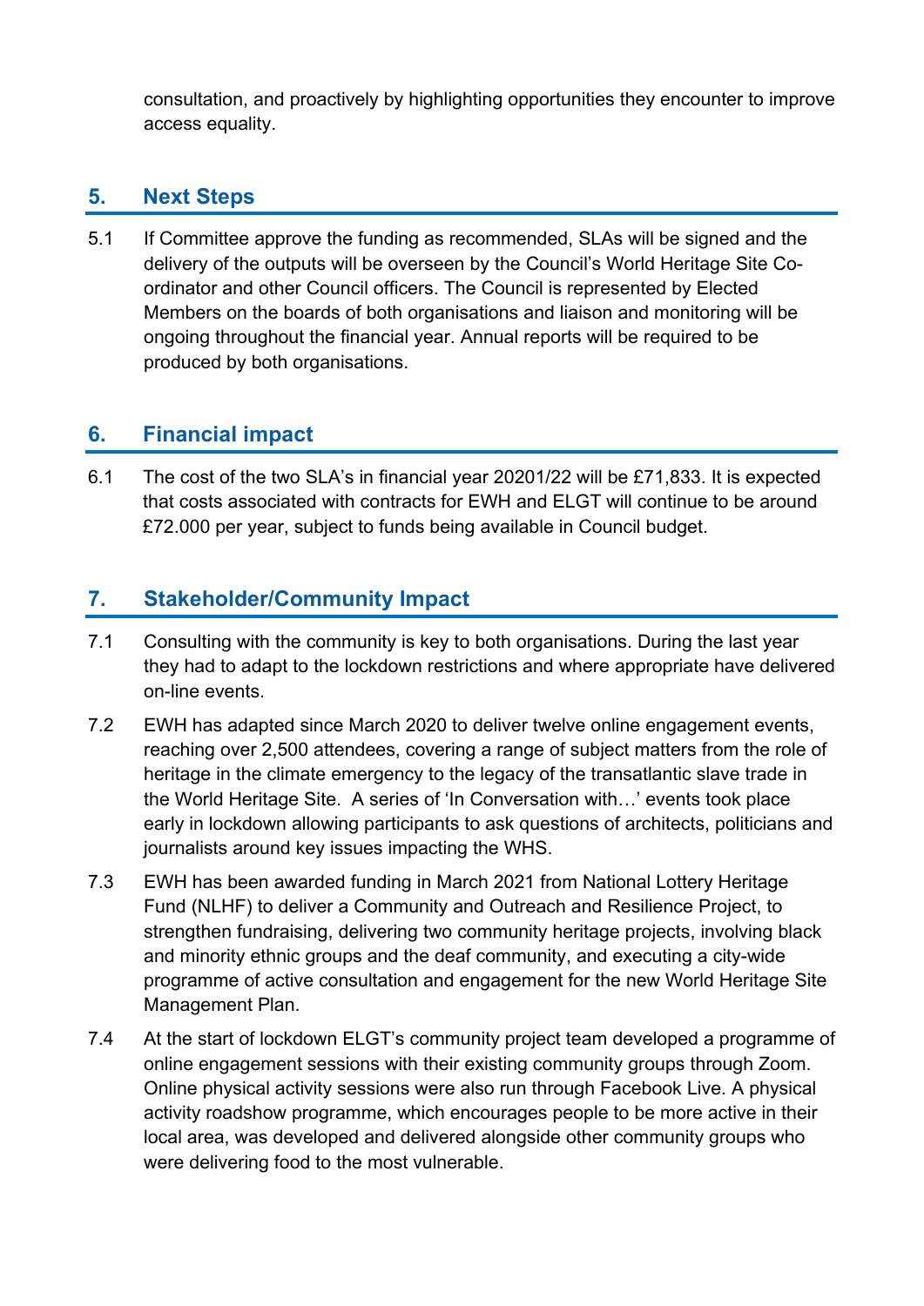consultation, and proactively by highlighting opportunities they encounter to improve access equality.

## 5. Next Steps

5.1 If Committee approve the funding as recommended, SLAs will be signed and the delivery of the outputs will be overseen by the Council's World Heritage Site Co-ordinator and other Council officers. The Council is represented by Elected Members on the boards of both organisations and liaison and monitoring will be ongoing throughout the financial year. Annual reports will be required to be produced by both organisations.

## 6. Financial impact

6.1 The cost of the two SLA's in financial year 20201/22 will be £71,833. It is expected that costs associated with contracts for EWH and ELGT will continue to be around £72.000 per year, subject to funds being available in Council budget.

## 7. Stakeholder/Community Impact

7.1 Consulting with the community is key to both organisations. During the last year they had to adapt to the lockdown restrictions and where appropriate have delivered on-line events.

7.2 EWH has adapted since March 2020 to deliver twelve online engagement events, reaching over 2,500 attendees, covering a range of subject matters from the role of heritage in the climate emergency to the legacy of the transatlantic slave trade in the World Heritage Site. A series of 'In Conversation with…' events took place early in lockdown allowing participants to ask questions of architects, politicians and journalists around key issues impacting the WHS.

7.3 EWH has been awarded funding in March 2021 from National Lottery Heritage Fund (NLHF) to deliver a Community and Outreach and Resilience Project, to strengthen fundraising, delivering two community heritage projects, involving black and minority ethnic groups and the deaf community, and executing a city-wide programme of active consultation and engagement for the new World Heritage Site Management Plan.

7.4 At the start of lockdown ELGT's community project team developed a programme of online engagement sessions with their existing community groups through Zoom. Online physical activity sessions were also run through Facebook Live. A physical activity roadshow programme, which encourages people to be more active in their local area, was developed and delivered alongside other community groups who were delivering food to the most vulnerable.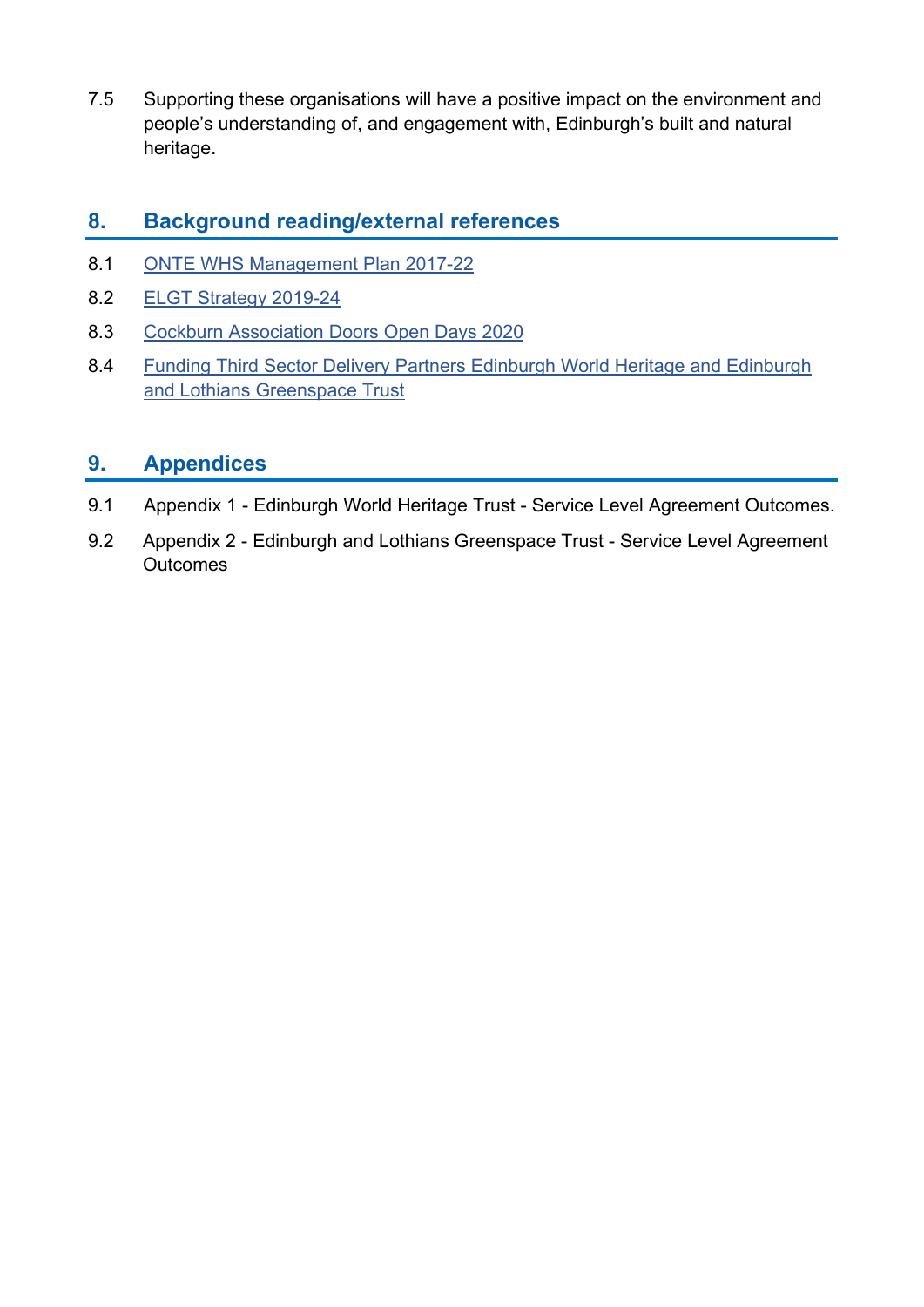7.5 Supporting these organisations will have a positive impact on the environment and people's understanding of, and engagement with, Edinburgh's built and natural heritage.

## 8. Background reading/external references

8.1 ONTE WHS Management Plan 2017-22

8.2 ELGT Strategy 2019-24

8.3 Cockburn Association Doors Open Days 2020

8.4 Funding Third Sector Delivery Partners Edinburgh World Heritage and Edinburgh and Lothians Greenspace Trust

## 9. Appendices

9.1 Appendix 1 - Edinburgh World Heritage Trust - Service Level Agreement Outcomes.

9.2 Appendix 2 - Edinburgh and Lothians Greenspace Trust - Service Level Agreement Outcomes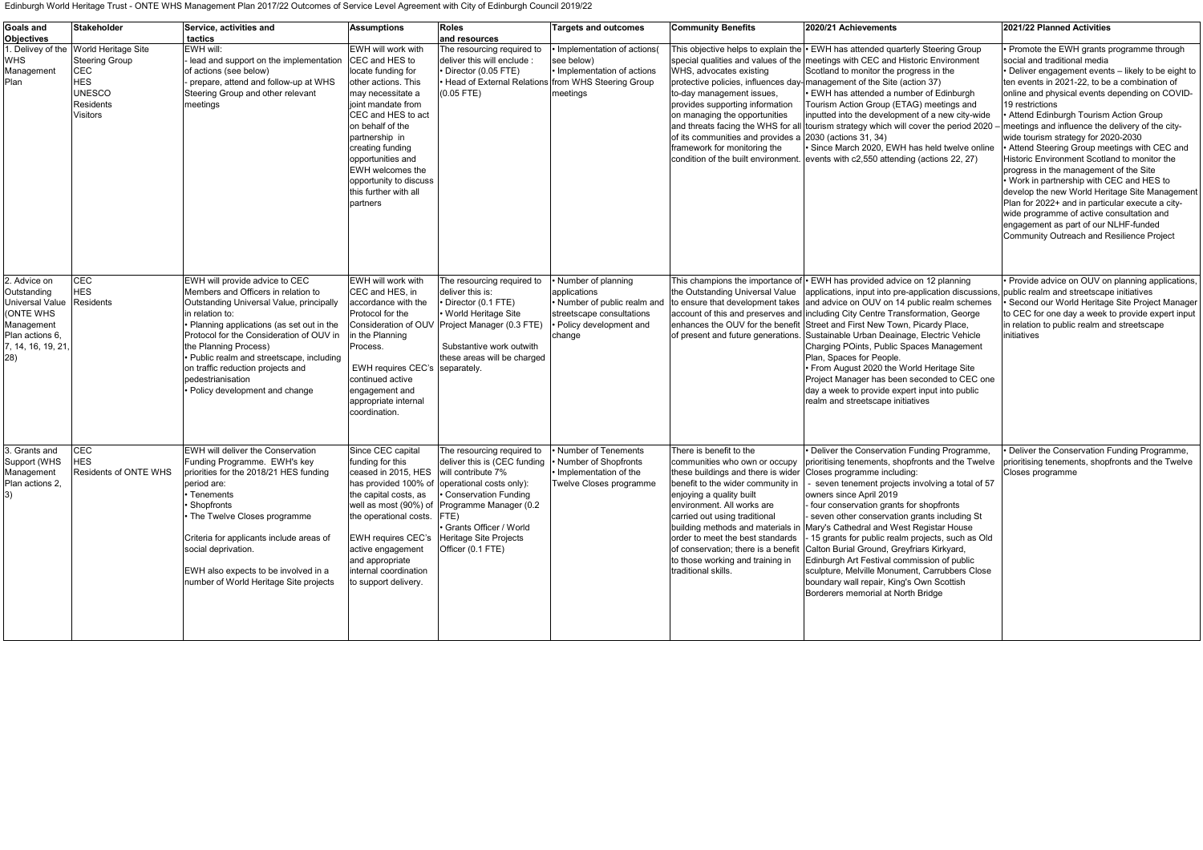Edinburgh World Heritage Trust - ONTE WHS Management Plan 2017/22 Outcomes of Service Level Agreement with City of Edinburgh Council 2019/22

| Goals and Objectives | Stakeholder | Service, activities and tactics | Assumptions | Roles and resources | Targets and outcomes | Community Benefits | 2020/21 Achievements | 2021/22 Planned Activities |
|---|---|---|---|---|---|---|---|---|
| 1. Delivery of the WHS Management Plan | World Heritage Site Steering Group<br>CEC<br>HES<br>UNESCO<br>Residents<br>Visitors | EWH will:<br>- lead and support on the implementation of actions (see below)<br>- prepare, attend and follow-up at WHS Steering Group and other relevant meetings | EWH will work with CEC and HES to locate funding for other actions. This may necessitate a joint mandate from CEC and HES to act on behalf of the partnership in creating funding opportunities and EWH welcomes the opportunity to discuss this further with all partners | The resourcing required to deliver this will include :<br>• Director (0.05 FTE)<br>• Head of External Relations (0.05 FTE) | • Implementation of actions( see below)<br>• Implementation of actions from WHS Steering Group meetings | This objective helps to explain the special qualities and values of the WHS, advocates existing protective policies, influences day-to-day management issues, provides supporting information on managing the opportunities and threats facing the WHS for all of its communities and provides a framework for monitoring the condition of the built environment. | • EWH has attended quarterly Steering Group meetings with CEC and Historic Environment Scotland to monitor the progress in the management of the Site (action 37)<br>• EWH has attended a number of Edinburgh Tourism Action Group (ETAG) meetings and inputted into the development of a new city-wide tourism strategy which will cover the period 2020 – 2030 (actions 31, 34)<br>• Since March 2020, EWH has held twelve online events with c2,550 attending (actions 22, 27) | • Promote the EWH grants programme through social and traditional media<br>• Deliver engagement events – likely to be eight to ten events in 2021-22, to be a combination of online and physical events depending on COVID-19 restrictions<br>• Attend Edinburgh Tourism Action Group meetings and influence the delivery of the city-wide tourism strategy for 2020-2030<br>• Attend Steering Group meetings with CEC and Historic Environment Scotland to monitor the progress in the management of the Site<br>• Work in partnership with CEC and HES to develop the new World Heritage Site Management Plan for 2022+ and in particular execute a city-wide programme of active consultation and engagement as part of our NLHF-funded Community Outreach and Resilience Project |
| 2. Advice on Outstanding Universal Value (ONTE WHS Management Plan actions 6, 7, 14, 16, 19, 21, 28) | CEC<br>HES<br>Residents | EWH will provide advice to CEC Members and Officers in relation to Outstanding Universal Value, principally in relation to:<br>• Planning applications (as set out in the Protocol for the Consideration of OUV in the Planning Process)<br>• Public realm and streetscape, including on traffic reduction projects and pedestrianisation<br>• Policy development and change | EWH will work with CEC and HES, in accordance with the Protocol for the Consideration of OUV in the Planning Process.<br><br>EWH requires CEC's continued active engagement and appropriate internal coordination. | The resourcing required to deliver this is:<br>• Director (0.1 FTE)<br>• World Heritage Site Project Manager (0.3 FTE)<br><br>Substantive work outwith these areas will be charged separately. | • Number of planning applications<br>• Number of public realm and streetscape consultations<br>• Policy development and change | This champions the importance of the Outstanding Universal Value to ensure that development takes account of this and preserves and enhances the OUV for the benefit of present and future generations. | • EWH has provided advice on 12 planning applications, input into pre-application discussions, and advice on OUV on 14 public realm schemes including City Centre Transformation, George Street and First New Town, Picardy Place, Sustainable Urban Deainage, Electric Vehicle Charging POints, Public Spaces Management Plan, Spaces for People.<br>• From August 2020 the World Heritage Site Project Manager has been seconded to CEC one day a week to provide expert input into public realm and streetscape initiatives | • Provide advice on OUV on planning applications, public realm and streetscape initiatives<br>• Second our World Heritage Site Project Manager to CEC for one day a week to provide expert input in relation to public realm and streetscape initiatives |
| 3. Grants and Support (WHS Management Plan actions 2, 3) | CEC<br>HES<br>Residents of ONTE WHS | EWH will deliver the Conservation Funding Programme. EWH's key priorities for the 2018/21 HES funding period are:<br>• Tenements<br>• Shopfronts<br>• The Twelve Closes programme<br><br>Criteria for applicants include areas of social deprivation.<br><br>EWH also expects to be involved in a number of World Heritage Site projects | Since CEC capital funding for this ceased in 2015, HES has provided 100% of the capital costs, as well as most (90%) of the operational costs.<br><br>EWH requires CEC's active engagement and appropriate internal coordination to support delivery. | The resourcing required to deliver this is (CEC funding will contribute 7% operational costs only):<br>• Conservation Funding Programme Manager (0.2 FTE)<br>• Grants Officer / World Heritage Site Projects Officer (0.1 FTE) | • Number of Tenements<br>• Number of Shopfronts<br>• Implementation of the Twelve Closes programme | There is benefit to the communities who own or occupy these buildings and there is wider benefit to the wider community in enjoying a quality built environment. All works are carried out using traditional building methods and materials in order to meet the best standards of conservation; there is a benefit to those working and training in traditional skills. | • Deliver the Conservation Funding Programme, prioritising tenements, shopfronts and the Twelve Closes programme including:<br>- seven tenement projects involving a total of 57 owners since April 2019<br>- four conservation grants for shopfronts<br>- seven other conservation grants including St Mary's Cathedral and West Registar House<br>- 15 grants for public realm projects, such as Old Calton Burial Ground, Greyfriars Kirkyard, Edinburgh Art Festival commission of public sculpture, Melville Monument, Carrubbers Close boundary wall repair, King's Own Scottish Borderers memorial at North Bridge | • Deliver the Conservation Funding Programme, prioritising tenements, shopfronts and the Twelve Closes programme |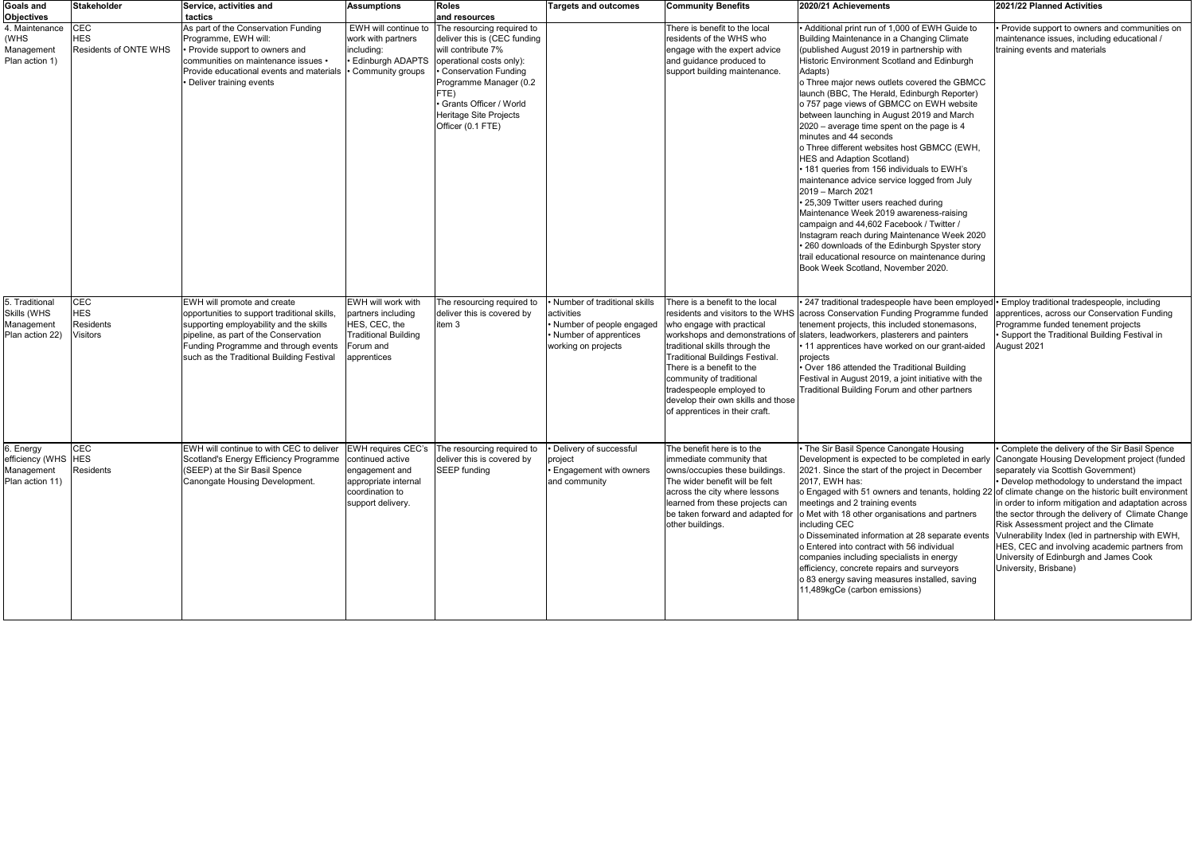| Goals and Objectives | Stakeholder | Service, activities and tactics | Assumptions | Roles and resources | Targets and outcomes | Community Benefits | 2020/21 Achievements | 2021/22 Planned Activities |
|---|---|---|---|---|---|---|---|---|
| 4. Maintenance (WHS Management Plan action 1) | CEC<br>HES<br>Residents of ONTE WHS | As part of the Conservation Funding Programme, EWH will:<br>• Provide support to owners and communities on maintenance issues • Provide educational events and materials<br>• Deliver training events | EWH will continue to work with partners including:<br>• Edinburgh ADAPTS<br>• Community groups | The resourcing required to deliver this is (CEC funding will contribute 7% operational costs only):<br>• Conservation Funding Programme Manager (0.2 FTE)<br>• Grants Officer / World Heritage Site Projects Officer (0.1 FTE) | | There is benefit to the local residents of the WHS who engage with the expert advice and guidance produced to support building maintenance. | • Additional print run of 1,000 of EWH Guide to Building Maintenance in a Changing Climate (published August 2019 in partnership with Historic Environment Scotland and Edinburgh Adapts)<br>o Three major news outlets covered the GBMCC launch (BBC, The Herald, Edinburgh Reporter)<br>o 757 page views of GBMCC on EWH website between launching in August 2019 and March 2020 – average time spent on the page is 4 minutes and 44 seconds<br>o Three different websites host GBMCC (EWH, HES and Adaption Scotland)<br>• 181 queries from 156 individuals to EWH's maintenance advice service logged from July 2019 – March 2021<br>• 25,309 Twitter users reached during Maintenance Week 2019 awareness-raising campaign and 44,602 Facebook / Twitter / Instagram reach during Maintenance Week 2020<br>• 260 downloads of the Edinburgh Spyster story trail educational resource on maintenance during Book Week Scotland, November 2020. | • Provide support to owners and communities on maintenance issues, including educational / training events and materials |
| 5. Traditional Skills (WHS Management Plan action 22) | CEC<br>HES<br>Residents<br>Visitors | EWH will promote and create opportunities to support traditional skills, supporting employability and the skills pipeline, as part of the Conservation Funding Programme and through events such as the Traditional Building Festival | EWH will work with partners including HES, CEC, the Traditional Building Forum and apprentices | The resourcing required to deliver this is covered by item 3 | • Number of traditional skills activities<br>• Number of people engaged<br>• Number of apprentices working on projects | There is a benefit to the local residents and visitors to the WHS who engage with practical workshops and demonstrations of traditional skills through the Traditional Buildings Festival. There is a benefit to the community of traditional tradespeople employed to develop their own skills and those of apprentices in their craft. | • 247 traditional tradespeople have been employed across Conservation Funding Programme funded tenement projects, this included stonemasons, slaters, leadworkers, plasterers and painters<br>• 11 apprentices have worked on our grant-aided projects<br>• Over 186 attended the Traditional Building Festival in August 2019, a joint initiative with the Traditional Building Forum and other partners | • Employ traditional tradespeople, including apprentices, across our Conservation Funding Programme funded tenement projects<br>• Support the Traditional Building Festival in August 2021 |
| 6. Energy efficiency (WHS Management Plan action 11) | CEC<br>HES<br>Residents | EWH will continue to with CEC to deliver Scotland's Energy Efficiency Programme (SEEP) at the Sir Basil Spence Canongate Housing Development. | EWH requires CEC's continued active engagement and appropriate internal coordination to support delivery. | The resourcing required to deliver this is covered by SEEP funding | • Delivery of successful project<br>• Engagement with owners and community | The benefit here is to the immediate community that owns/occupies these buildings. The wider benefit will be felt across the city where lessons learned from these projects can be taken forward and adapted for other buildings. | • The Sir Basil Spence Canongate Housing Development is expected to be completed in early 2021. Since the start of the project in December 2017, EWH has:<br>o Engaged with 51 owners and tenants, holding 22 meetings and 2 training events<br>o Met with 18 other organisations and partners including CEC<br>o Disseminated information at 28 separate events<br>o Entered into contract with 56 individual companies including specialists in energy efficiency, concrete repairs and surveyors<br>o 83 energy saving measures installed, saving 11,489kgCe (carbon emissions) | • Complete the delivery of the Sir Basil Spence Canongate Housing Development project (funded separately via Scottish Government)<br>• Develop methodology to understand the impact of climate change on the historic built environment in order to inform mitigation and adaptation across the sector through the delivery of Climate Change Risk Assessment project and the Climate Vulnerability Index (led in partnership with EWH, HES, CEC and involving academic partners from University of Edinburgh and James Cook University, Brisbane) |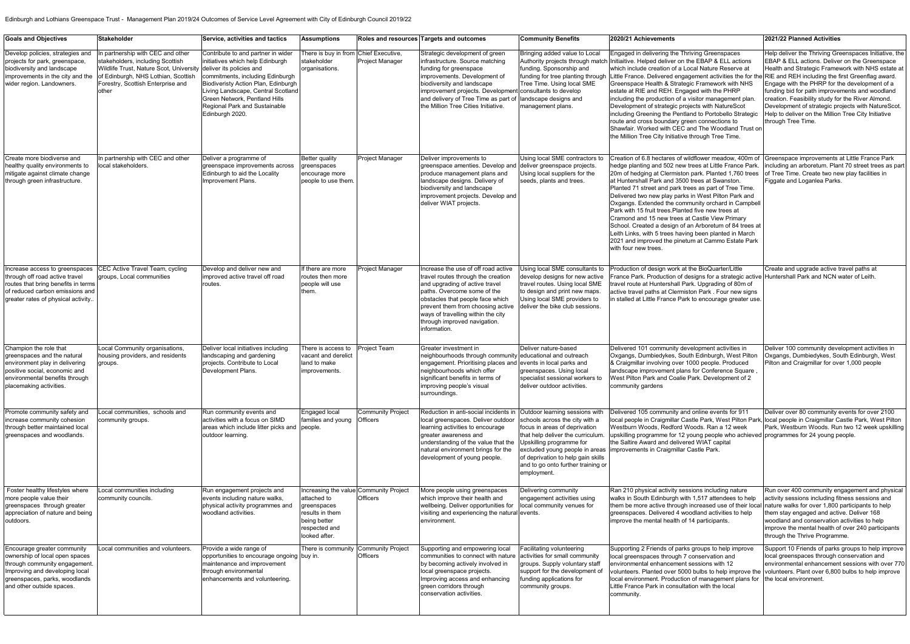Edinburgh and Lothians Greenspace Trust - Management Plan 2019/24 Outcomes of Service Level Agreement with City of Edinburgh Council 2019/22

| Goals and Objectives | Stakeholder | Service, activities and tactics | Assumptions | Roles and resources | Targets and outcomes | Community Benefits | 2020/21 Achievements | 2021/22 Planned Activities |
|---|---|---|---|---|---|---|---|---|
| Develop policies, strategies and projects for park, greenspace, biodiversity and landscape improvements in the city and the wider region. Landowners. | In partnership with CEC and other stakeholders, including Scottish Wildlife Trust, Nature Scot, University of Edinburgh, NHS Lothian, Scottish Forestry, Scottish Enterprise and other | Contribute to and partner in wider initiatives which help Edinburgh deliver its policies and commitments, including Edinburgh Biodiveristy Action Plan, Edinburgh Living Landscape, Central Scotland Green Network, Pentland Hills Regional Park and Sustainable Edinburgh 2020. | There is buy in from stakeholder organisations. | Chief Executive, Project Manager | Strategic development of green infrastructure. Source matching funding for greenspace improvements. Development of biodiversity and landscape improvement projects. Development and delivery of Tree Time as part of the Million Tree Cities Initiative. | Bringing added value to Local Authority projects through match funding. Sponsorship and funding for tree planting through Tree Time. Using local SME consultants to develop landscape designs and management plans. | Engaged in delivering the Thriving Greenspaces Initiative. Helped deliver on the EBAP & ELL actions which include creation of a Local Nature Reserve at Little France. Delivered engagement activities the for the Greenspace Health & Strategic Framework with NHS estate at RIE and REH. Engaged with the PHRP including the production of a visitor management plan. Development of strategic projects with NatureScot including Greening the Pentland to Portobello Strategic route and cross boundary green connections to Shawfair. Worked with CEC and The Woodland Trust on the Million Tree City Initiative through Tree Time. | Help deliver the Thriving Greenspaces Initiative, the EBAP & ELL actions. Deliver on the Greenspace Health and Strategic Framework with NHS estate at RIE and REH including the first Greenflag award. Engage with the PHRP for the development of a funding bid for path improvements and woodland creation. Feasibility study for the River Almond. Development of strategic projects with NatureScot. Help to deliver on the Million Tree City Initiative through Tree Time. |
| Create more biodiverse and healthy quality environments to mitigate against climate change through green infrastructure. | In partnership with CEC and other local stakeholders. | Deliver a programme of greenspace improvements across Edinburgh to aid the Locality Improvement Plans. | Better quality greenspaces encourage more people to use them. | Project Manager | Deliver improvements to greenspace amenties. Develop and produce management plans and landscape designs. Delivery of biodiversity and landscape improvement projects. Develop and deliver WIAT projects. | Using local SME contractors to deliver greenspace projects. Using local suppliers for the seeds, plants and trees. | Creation of 6.8 hectares of wildflower meadow, 400m of hedge planting and 502 new trees at Little France Park. 20m of hedging at Clermiston park. Planted 1,760 trees at Huntershall Park and 3500 trees at Swanston. Planted 71 street and park trees as part of Tree Time. Delivered two new play parks in West Pilton Park and Oxgangs. Extended the community orchard in Campbell Park with 15 fruit trees.Planted five new trees at Cramond and 15 new trees at Castle View Primary School. Created a design of an Arboretum of 84 trees at Leith Links, with 5 trees having been planted in March 2021 and improved the pinetum at Cammo Estate Park with four new trees. | Greenspace improvements at Little France Park including an arboretum. Plant 70 street trees as part of Tree Time. Create two new play facilities in Figgate and Loganlea Parks. |
| Increase access to greenspaces through off road active travel routes that bring benefits in terms of reduced carbon emissions and greater rates of physical activity.. | CEC Active Travel Team, cycling groups, Local communities | Develop and deliver new and improved active travel off road routes. | If there are more routes then more people will use them. | Project Manager | Increase the use of off road active travel routes through the creation and upgrading of active travel paths. Overcome some of the obstacles that people face which prevent them from choosing active ways of travelling within the city through improved navigation. information. | Using local SME consultants to develop designs for new active travel routes. Using local SME to design and print new maps. Using local SME providers to deliver the bike club sessions. | Production of design work at the BioQuarter/Little France Park. Production of designs for a strategic active travel route at Huntershall Park. Upgrading of 80m of active travel paths at Clermiston Park . Four new signs in stalled at Little France Park to encourage greater use. | Create and upgrade active travel paths at Huntershall Park and NCN water of Leith. |
| Champion the role that greenspaces and the natural environment play in delivering positive social, economic and environmental benefits through placemaking activities. | Local Community organisations, housing providers, and residents groups. | Deliver local initiatives including landscaping and gardening projects. Contribute to Local Development Plans. | There is access to vacant and derelict land to make improvements. | Project Team | Greater investment in neighbourhoods through community engagement. Prioritising places and neighbourhoods which offer significant benefits in terms of improving people's visual surroundings. | Deliver nature-based educational and outreach events in local parks and greenspaces. Using local specialist sessional workers to deliver outdoor activities. | Delivered 101 community development activities in Oxgangs, Dumbiedykes, South Edinburgh, West Pilton & Craigmillar involving over 1000 people. Produced landscape improvement plans for Conference Square , West Pilton Park and Coalie Park. Development of 2 community gardens | Deliver 100 community development activities in Oxgangs, Dumbiedykes, South Edinburgh, West Pilton and Craigmillar for over 1,000 people |
| Promote community safety and increase community cohesion through better maintained local greenspaces and woodlands. | Local communities, schools and community groups. | Run community events and activities with a focus on SIMD areas which include litter picks and outdoor learning. | Engaged local families and young people. | Community Project Officers | Reduction in anti-social incidents in local greenspaces. Deliver outdoor learning activities to encourage greater awareness and understanding of the value that the natural environment brings for the development of young people. | Outdoor learning sessions with schools across the city with a focus in areas of deprivation that help deliver the curriculum. Upskilling programme for excluded young people in areas of deprivation to help gain skills and to go onto further training or employment. | Delivered 105 community and online events for 911 local people in Craigmillar Castle Park, West Pilton Park, Westburn Woods, Redford Woods. Ran a 12 week upskilling programme for 12 young people who achieved the Saltire Award and delivered WIAT capital improvements in Craigmillar Castle Park. | Deliver over 80 community events for over 2100 local people in Craigmillar Castle Park, West Pilton Park, Westburn Woods. Run two 12 week upskilling programmes for 24 young people. |
| Foster healthy lifestyles where more people value their greenspaces through greater appreciation of nature and being outdoors. | Local communities including community councils. | Run engagement projects and events including nature walks, physical activity programmes and woodland activities. | Increasing the value attached to greenspaces results in them being better respected and looked after. | Community Project Officers | More people using greenspaces which improve their health and wellbeing. Deliver opportunities for visiting and experiencing the natural environment. | Delivering community engagement activities using local community venues for events. | Ran 210 physical activity sessions including nature walks in South Edinburgh with 1,517 attendees to help them be more active through increased use of their local greenspaces. Delivered 4 woodland activities to help improve the mental health of 14 participants. | Run over 400 community engagement and physical activity sessions including fitness sessions and nature walks for over 1,800 participants to help them stay engaged and active. Deliver 168 woodland and conservation activities to help improve the mental health of over 240 participants through the Thrive Programme. |
| Encourage greater community ownership of local open spaces through community engagement. Improving and developing local greenspaces, parks, woodlands and other outside spaces. | Local communities and volunteers. | Provide a wide range of opportunities to encourage ongoing maintenance and improvement through environmental enhancements and volunteering. | There is community buy in. | Community Project Officers | Supporting and empowering local communities to connect with nature by becoming actively involved in local greenspace projects. Improving access and enhancing green corridors through conservation activities. | Facilitating volunteering activities for small community groups. Supply voluntary staff support for the development of funding applications for community groups. | Supporting 2 Friends of parks groups to help improve local greenspaces through 7 conservation and environmental enhancement sessions with 12 volunteers. Planted over 5000 bulbs to help improve the local environment. Production of management plans for Little France Park in consultation with the local community. | Support 10 Friends of parks groups to help improve local greenspaces through conservation and environmental enhancement sessions with over 770 volunteers. Plant over 6,800 bulbs to help improve the local environment. |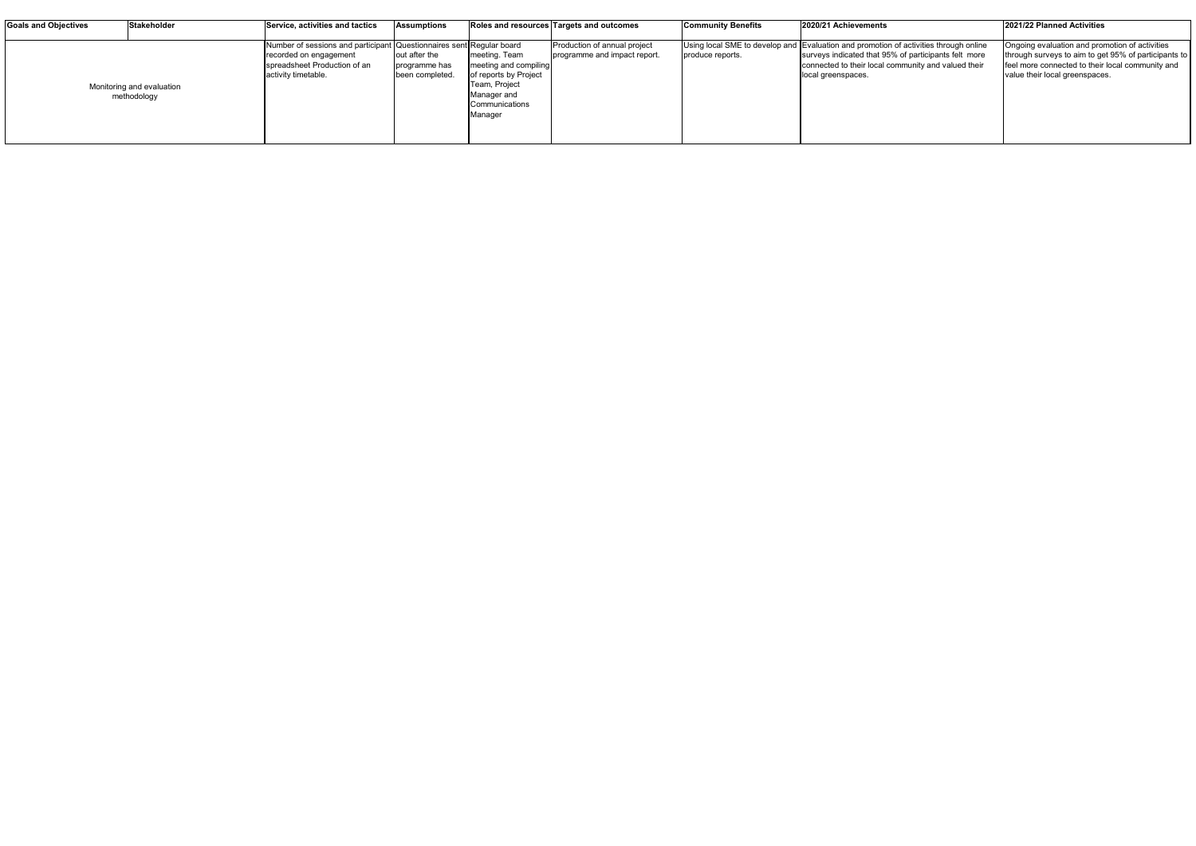| Goals and Objectives | Stakeholder | Service, activities and tactics | Assumptions | Roles and resources | Targets and outcomes | Community Benefits | 2020/21 Achievements | 2021/22 Planned Activities |
|---|---|---|---|---|---|---|---|---|
| Monitoring and evaluation methodology | | Number of sessions and participant recorded on engagement spreadsheet Production of an activity timetable. | Questionnaires sent out after the programme has been completed. | Regular board meeting. Team meeting and compiling of reports by Project Team, Project Manager and Communications Manager | Production of annual project programme and impact report. | Using local SME to develop and produce reports. | Evaluation and promotion of activities through online surveys indicated that 95% of participants felt more connected to their local community and valued their local greenspaces. | Ongoing evaluation and promotion of activities through surveys to aim to get 95% of participants to feel more connected to their local community and value their local greenspaces. |